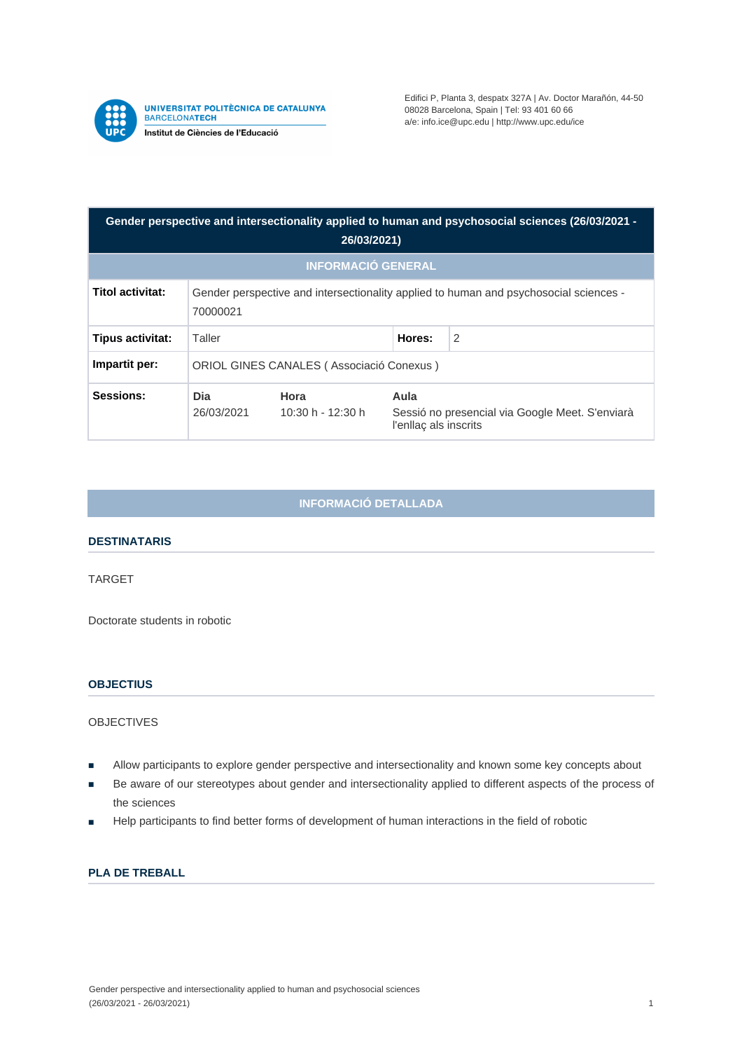UNIVERSITAT POLITÈCNICA DE CATALUNYA
BARCELONATECH
Institut de Ciències de l'Educació

Edifici P, Planta 3, despatx 327A | Av. Doctor Marañón, 44-50
08028 Barcelona, Spain | Tel: 93 401 60 66
a/e: info.ice@upc.edu | http://www.upc.edu/ice

# Gender perspective and intersectionality applied to human and psychosocial sciences (26/03/2021 - 26/03/2021)

## INFORMACIÓ GENERAL

| | | | | |
|---|---|---|---|---|
| **Titol activitat:** | Gender perspective and intersectionality applied to human and psychosocial sciences - 70000021 | | | |
| **Tipus activitat:** | Taller | | **Hores:** | 2 |
| **Impartit per:** | ORIOL GINES CANALES ( Associació Conexus ) | | | |
| **Sessions:** | **Dia** 26/03/2021 | **Hora** 10:30 h - 12:30 h | **Aula** Sessió no presencial via Google Meet. S'enviarà l'enllaç als inscrits | |

## INFORMACIÓ DETALLADA

### DESTINATARIS

TARGET

Doctorate students in robotic

### OBJECTIUS

OBJECTIVES

- Allow participants to explore gender perspective and intersectionality and known some key concepts about
- Be aware of our stereotypes about gender and intersectionality applied to different aspects of the process of the sciences
- Help participants to find better forms of development of human interactions in the field of robotic

### PLA DE TREBALL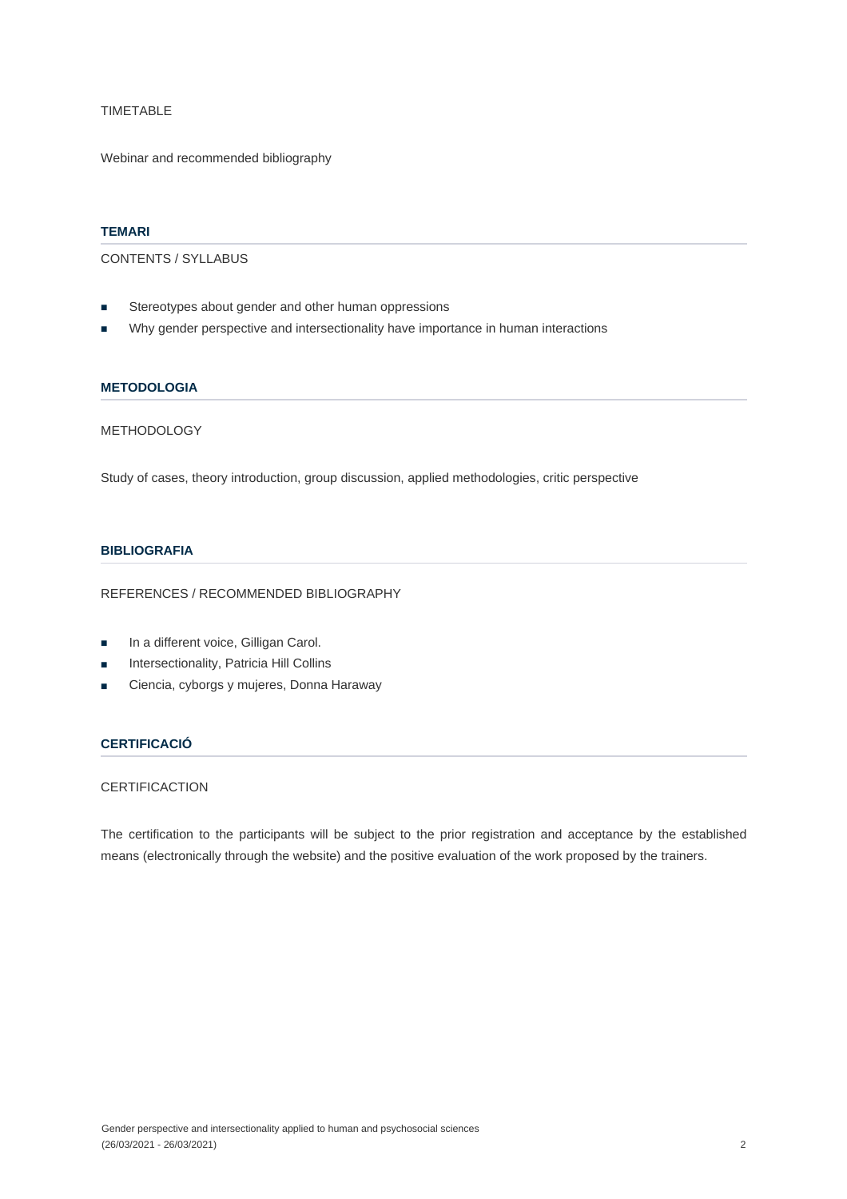TIMETABLE

Webinar and recommended bibliography

## TEMARI

CONTENTS / SYLLABUS

- Stereotypes about gender and other human oppressions
- Why gender perspective and intersectionality have importance in human interactions

## METODOLOGIA

METHODOLOGY

Study of cases, theory introduction, group discussion, applied methodologies, critic perspective

## BIBLIOGRAFIA

REFERENCES / RECOMMENDED BIBLIOGRAPHY

- In a different voice, Gilligan Carol.
- Intersectionality, Patricia Hill Collins
- Ciencia, cyborgs y mujeres, Donna Haraway

## CERTIFICACIÓ

CERTIFICACTION

The certification to the participants will be subject to the prior registration and acceptance by the established means (electronically through the website) and the positive evaluation of the work proposed by the trainers.